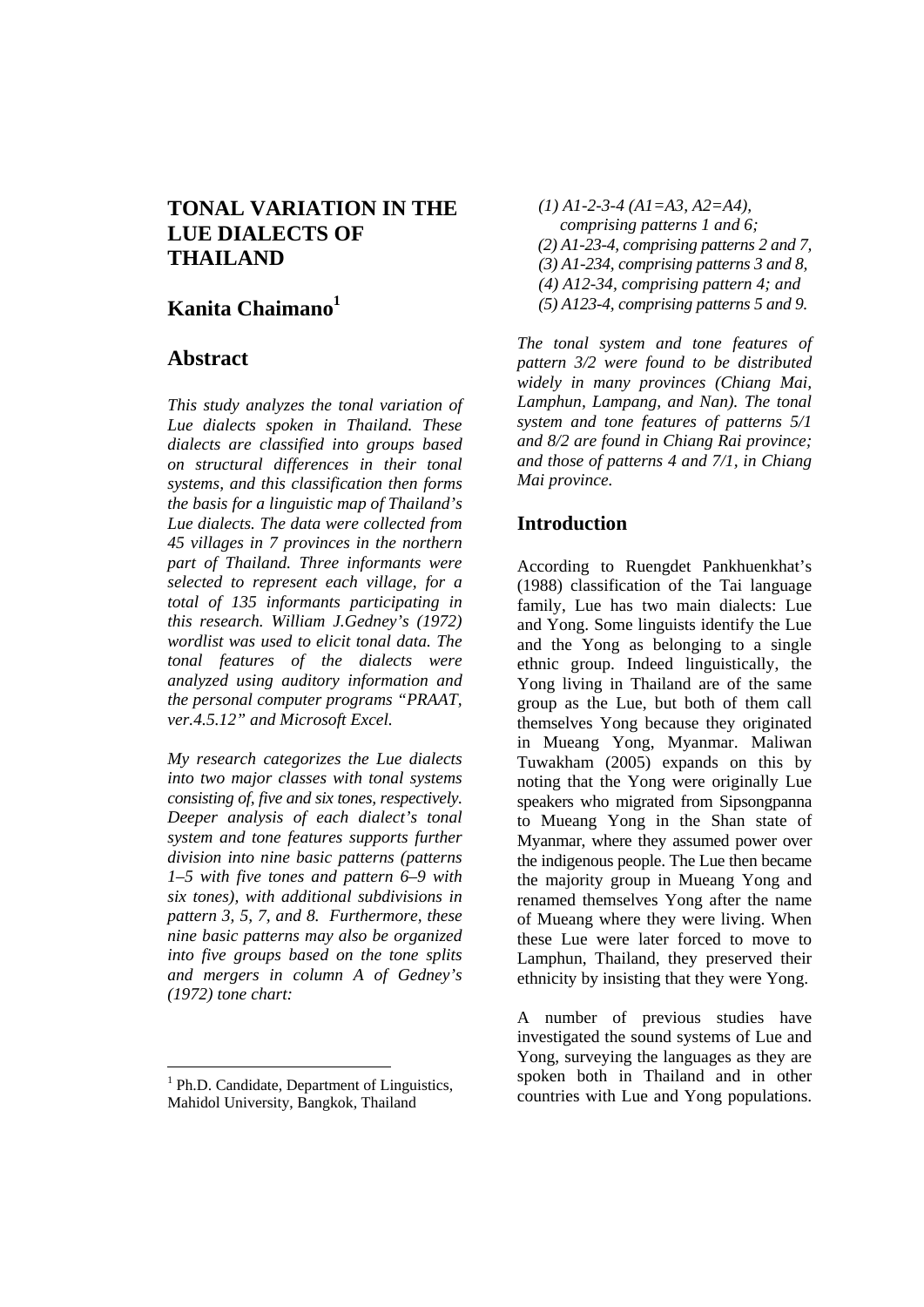# TONAL VARIATION IN THE LUE DIALECTS OF THAILAND

## Kanita Chaimano[1]

## Abstract

*This study analyzes the tonal variation of Lue dialects spoken in Thailand. These dialects are classified into groups based on structural differences in their tonal systems, and this classification then forms the basis for a linguistic map of Thailand's Lue dialects. The data were collected from 45 villages in 7 provinces in the northern part of Thailand. Three informants were selected to represent each village, for a total of 135 informants participating in this research. William J.Gedney's (1972) wordlist was used to elicit tonal data. The tonal features of the dialects were analyzed using auditory information and the personal computer programs "PRAAT, ver.4.5.12" and Microsoft Excel.*

*My research categorizes the Lue dialects into two major classes with tonal systems consisting of, five and six tones, respectively. Deeper analysis of each dialect's tonal system and tone features supports further division into nine basic patterns (patterns 1–5 with five tones and pattern 6–9 with six tones), with additional subdivisions in pattern 3, 5, 7, and 8. Furthermore, these nine basic patterns may also be organized into five groups based on the tone splits and mergers in column A of Gedney's (1972) tone chart:*

*(1) A1-2-3-4 (A1=A3, A2=A4), comprising patterns 1 and 6;*
*(2) A1-23-4, comprising patterns 2 and 7,*
*(3) A1-234, comprising patterns 3 and 8,*
*(4) A12-34, comprising pattern 4; and*
*(5) A123-4, comprising patterns 5 and 9.*

*The tonal system and tone features of pattern 3/2 were found to be distributed widely in many provinces (Chiang Mai, Lamphun, Lampang, and Nan). The tonal system and tone features of patterns 5/1 and 8/2 are found in Chiang Rai province; and those of patterns 4 and 7/1, in Chiang Mai province.*

## Introduction

According to Ruengdet Pankhuenkhat's (1988) classification of the Tai language family, Lue has two main dialects: Lue and Yong. Some linguists identify the Lue and the Yong as belonging to a single ethnic group. Indeed linguistically, the Yong living in Thailand are of the same group as the Lue, but both of them call themselves Yong because they originated in Mueang Yong, Myanmar. Maliwan Tuwakham (2005) expands on this by noting that the Yong were originally Lue speakers who migrated from Sipsongpanna to Mueang Yong in the Shan state of Myanmar, where they assumed power over the indigenous people. The Lue then became the majority group in Mueang Yong and renamed themselves Yong after the name of Mueang where they were living. When these Lue were later forced to move to Lamphun, Thailand, they preserved their ethnicity by insisting that they were Yong.

A number of previous studies have investigated the sound systems of Lue and Yong, surveying the languages as they are spoken both in Thailand and in other countries with Lue and Yong populations.

[1] Ph.D. Candidate, Department of Linguistics, Mahidol University, Bangkok, Thailand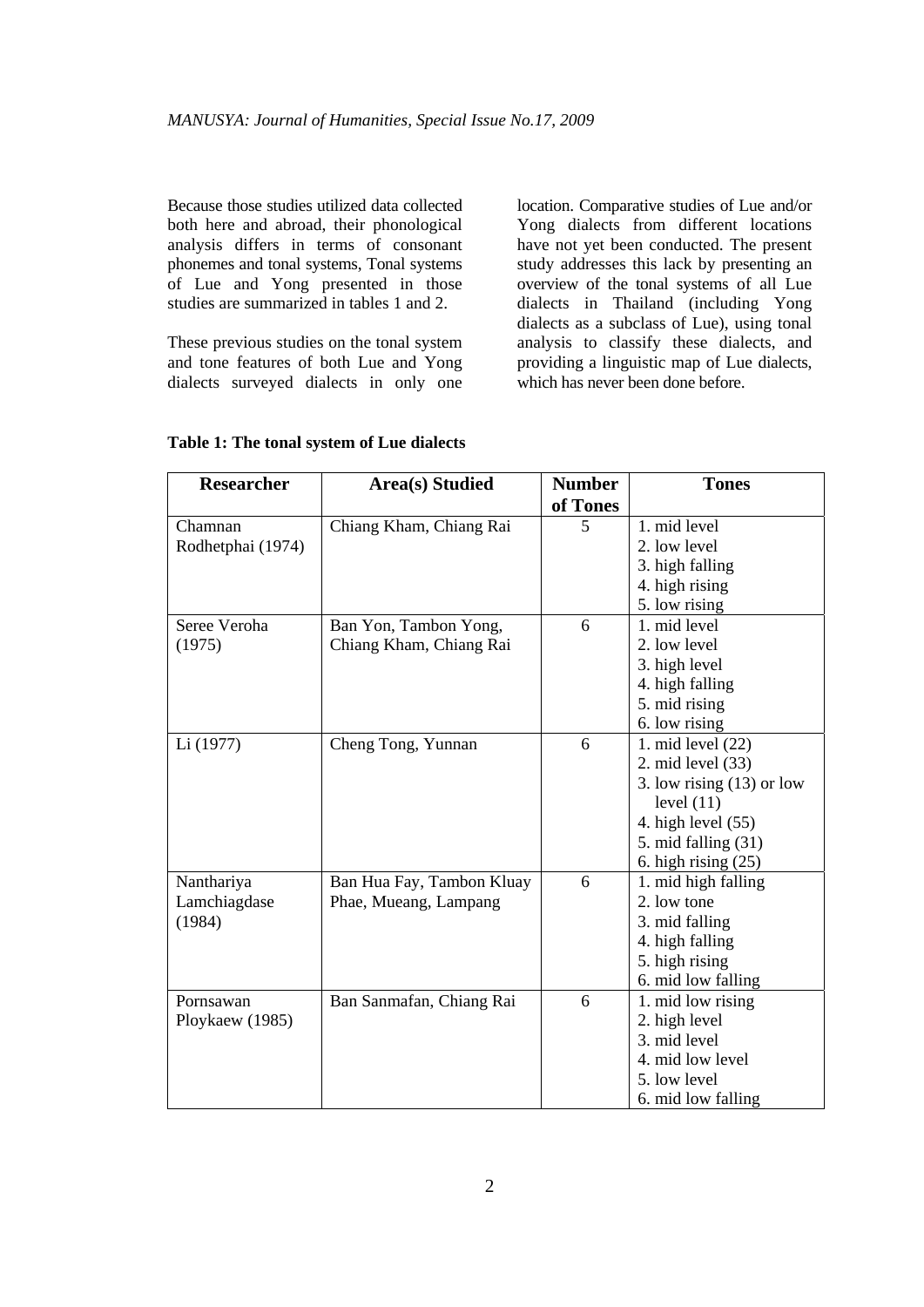Because those studies utilized data collected both here and abroad, their phonological analysis differs in terms of consonant phonemes and tonal systems, Tonal systems of Lue and Yong presented in those studies are summarized in tables 1 and 2.

These previous studies on the tonal system and tone features of both Lue and Yong dialects surveyed dialects in only one location. Comparative studies of Lue and/or Yong dialects from different locations have not yet been conducted. The present study addresses this lack by presenting an overview of the tonal systems of all Lue dialects in Thailand (including Yong dialects as a subclass of Lue), using tonal analysis to classify these dialects, and providing a linguistic map of Lue dialects, which has never been done before.

**Table 1: The tonal system of Lue dialects**

| Researcher | Area(s) Studied | Number of Tones | Tones |
|---|---|---|---|
| Chamnan Rodhetphai (1974) | Chiang Kham, Chiang Rai | 5 | 1. mid level<br>2. low level<br>3. high falling<br>4. high rising<br>5. low rising |
| Seree Veroha (1975) | Ban Yon, Tambon Yong, Chiang Kham, Chiang Rai | 6 | 1. mid level<br>2. low level<br>3. high level<br>4. high falling<br>5. mid rising<br>6. low rising |
| Li (1977) | Cheng Tong, Yunnan | 6 | 1. mid level (22)<br>2. mid level (33)<br>3. low rising (13) or low level (11)<br>4. high level (55)<br>5. mid falling (31)<br>6. high rising (25) |
| Nanthariya Lamchiagdase (1984) | Ban Hua Fay, Tambon Kluay Phae, Mueang, Lampang | 6 | 1. mid high falling<br>2. low tone<br>3. mid falling<br>4. high falling<br>5. high rising<br>6. mid low falling |
| Pornsawan Ploykaew (1985) | Ban Sanmafan, Chiang Rai | 6 | 1. mid low rising<br>2. high level<br>3. mid level<br>4. mid low level<br>5. low level<br>6. mid low falling |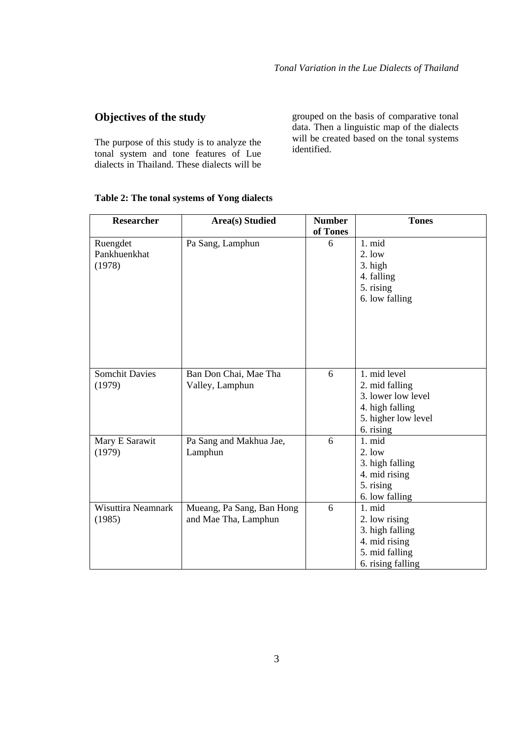## Objectives of the study

The purpose of this study is to analyze the tonal system and tone features of Lue dialects in Thailand. These dialects will be grouped on the basis of comparative tonal data. Then a linguistic map of the dialects will be created based on the tonal systems identified.

**Table 2: The tonal systems of Yong dialects**

| Researcher | Area(s) Studied | Number of Tones | Tones |
|---|---|---|---|
| Ruengdet Pankhuenkhat (1978) | Pa Sang, Lamphun | 6 | 1. mid<br>2. low<br>3. high<br>4. falling<br>5. rising<br>6. low falling |
| Somchit Davies (1979) | Ban Don Chai, Mae Tha Valley, Lamphun | 6 | 1. mid level<br>2. mid falling<br>3. lower low level<br>4. high falling<br>5. higher low level<br>6. rising |
| Mary E Sarawit (1979) | Pa Sang and Makhua Jae, Lamphun | 6 | 1. mid<br>2. low<br>3. high falling<br>4. mid rising<br>5. rising<br>6. low falling |
| Wisuttira Neamnark (1985) | Mueang, Pa Sang, Ban Hong and Mae Tha, Lamphun | 6 | 1. mid<br>2. low rising<br>3. high falling<br>4. mid rising<br>5. mid falling<br>6. rising falling |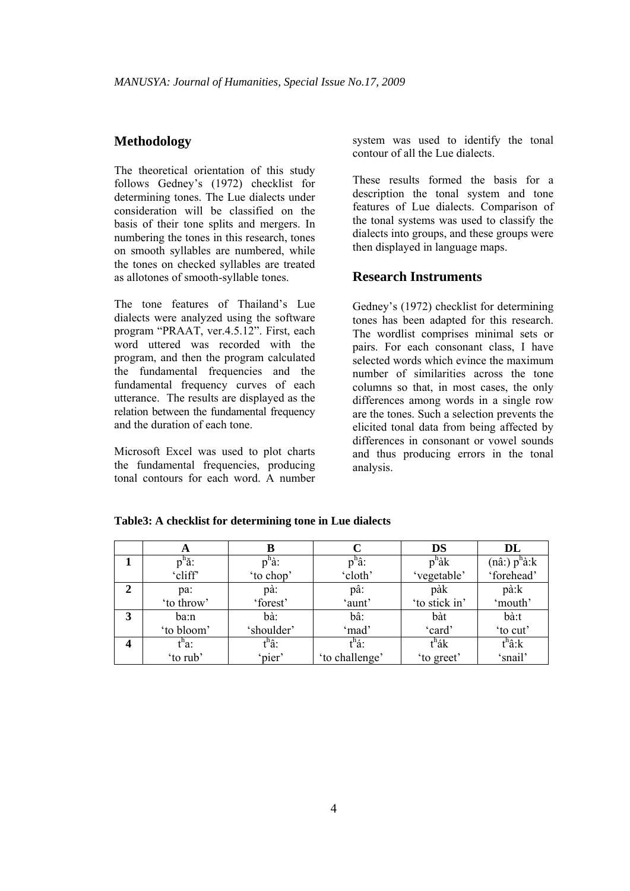## Methodology

The theoretical orientation of this study follows Gedney's (1972) checklist for determining tones. The Lue dialects under consideration will be classified on the basis of their tone splits and mergers. In numbering the tones in this research, tones on smooth syllables are numbered, while the tones on checked syllables are treated as allotones of smooth-syllable tones.

The tone features of Thailand's Lue dialects were analyzed using the software program "PRAAT, ver.4.5.12". First, each word uttered was recorded with the program, and then the program calculated the fundamental frequencies and the fundamental frequency curves of each utterance. The results are displayed as the relation between the fundamental frequency and the duration of each tone.

Microsoft Excel was used to plot charts the fundamental frequencies, producing tonal contours for each word. A number system was used to identify the tonal contour of all the Lue dialects.

These results formed the basis for a description the tonal system and tone features of Lue dialects. Comparison of the tonal systems was used to classify the dialects into groups, and these groups were then displayed in language maps.

## Research Instruments

Gedney's (1972) checklist for determining tones has been adapted for this research. The wordlist comprises minimal sets or pairs. For each consonant class, I have selected words which evince the maximum number of similarities across the tone columns so that, in most cases, the only differences among words in a single row are the tones. Such a selection prevents the elicited tonal data from being affected by differences in consonant or vowel sounds and thus producing errors in the tonal analysis.

**Table3: A checklist for determining tone in Lue dialects**

| | A | B | C | DS | DL |
|---|---|---|---|---|---|
| **1** | pʰǎ:<br>'cliff' | pʰà:<br>'to chop' | pʰâ:<br>'cloth' | pʰàk<br>'vegetable' | (nâ:) pʰà:k<br>'forehead' |
| **2** | pa:<br>'to throw' | pà:<br>'forest' | pâ:<br>'aunt' | pàk<br>'to stick in' | pà:k<br>'mouth' |
| **3** | ba:n<br>'to bloom' | bà:<br>'shoulder' | bâ:<br>'mad' | bàt<br>'card' | bà:t<br>'to cut' |
| **4** | tʰa:<br>'to rub' | tʰâ:<br>'pier' | tʰá:<br>'to challenge' | tʰák<br>'to greet' | tʰâ:k<br>'snail' |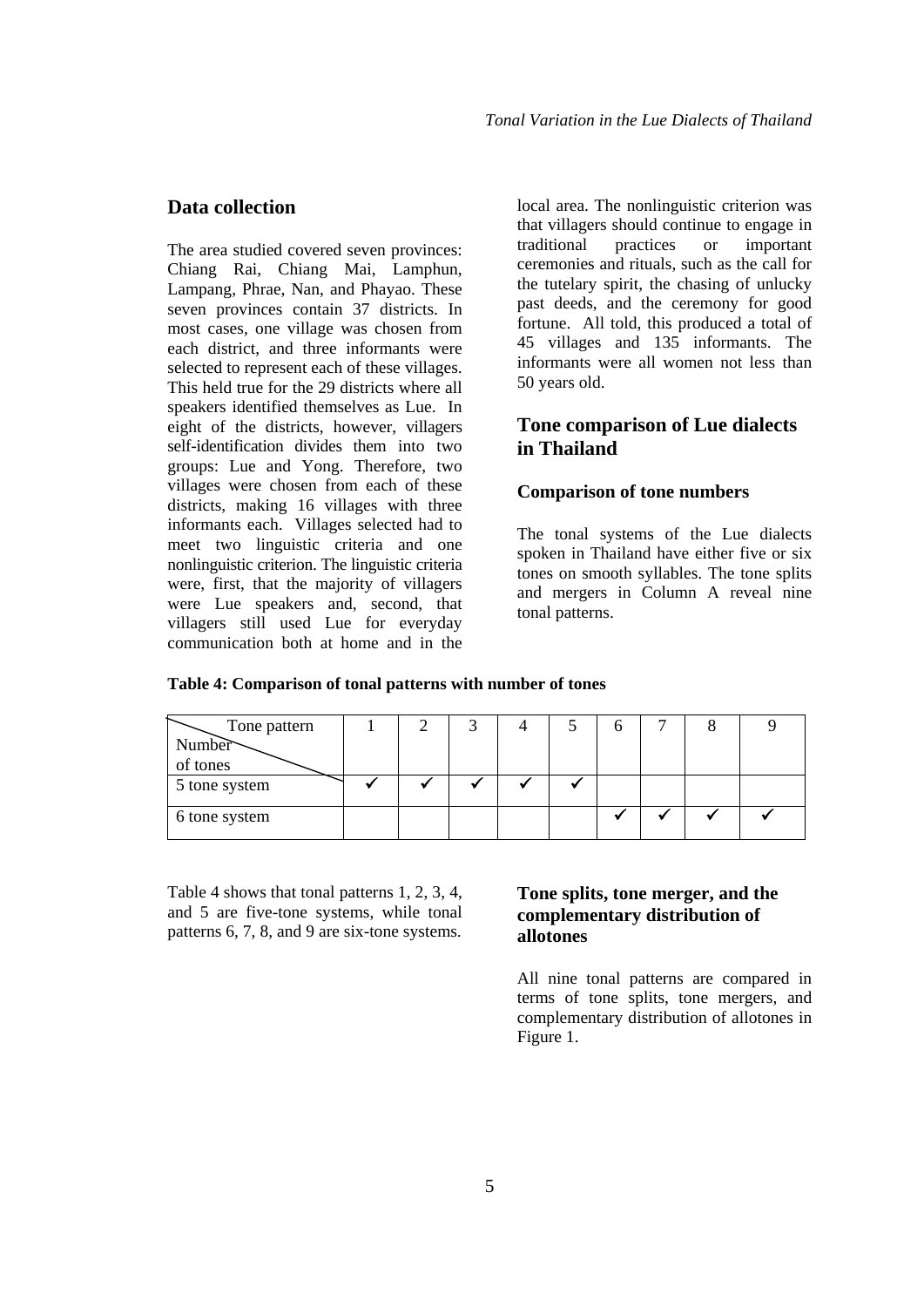## Data collection

The area studied covered seven provinces: Chiang Rai, Chiang Mai, Lamphun, Lampang, Phrae, Nan, and Phayao. These seven provinces contain 37 districts. In most cases, one village was chosen from each district, and three informants were selected to represent each of these villages. This held true for the 29 districts where all speakers identified themselves as Lue. In eight of the districts, however, villagers self-identification divides them into two groups: Lue and Yong. Therefore, two villages were chosen from each of these districts, making 16 villages with three informants each. Villages selected had to meet two linguistic criteria and one nonlinguistic criterion. The linguistic criteria were, first, that the majority of villagers were Lue speakers and, second, that villagers still used Lue for everyday communication both at home and in the local area. The nonlinguistic criterion was that villagers should continue to engage in traditional practices or important ceremonies and rituals, such as the call for the tutelary spirit, the chasing of unlucky past deeds, and the ceremony for good fortune. All told, this produced a total of 45 villages and 135 informants. The informants were all women not less than 50 years old.

## Tone comparison of Lue dialects in Thailand

### Comparison of tone numbers

The tonal systems of the Lue dialects spoken in Thailand have either five or six tones on smooth syllables. The tone splits and mergers in Column A reveal nine tonal patterns.

**Table 4: Comparison of tonal patterns with number of tones**

| Tone pattern / Number of tones | 1 | 2 | 3 | 4 | 5 | 6 | 7 | 8 | 9 |
|---|---|---|---|---|---|---|---|---|---|
| 5 tone system | ✔ | ✔ | ✔ | ✔ | ✔ | | | | |
| 6 tone system | | | | | | ✔ | ✔ | ✔ | ✔ |

Table 4 shows that tonal patterns 1, 2, 3, 4, and 5 are five-tone systems, while tonal patterns 6, 7, 8, and 9 are six-tone systems.

### Tone splits, tone merger, and the complementary distribution of allotones

All nine tonal patterns are compared in terms of tone splits, tone mergers, and complementary distribution of allotones in Figure 1.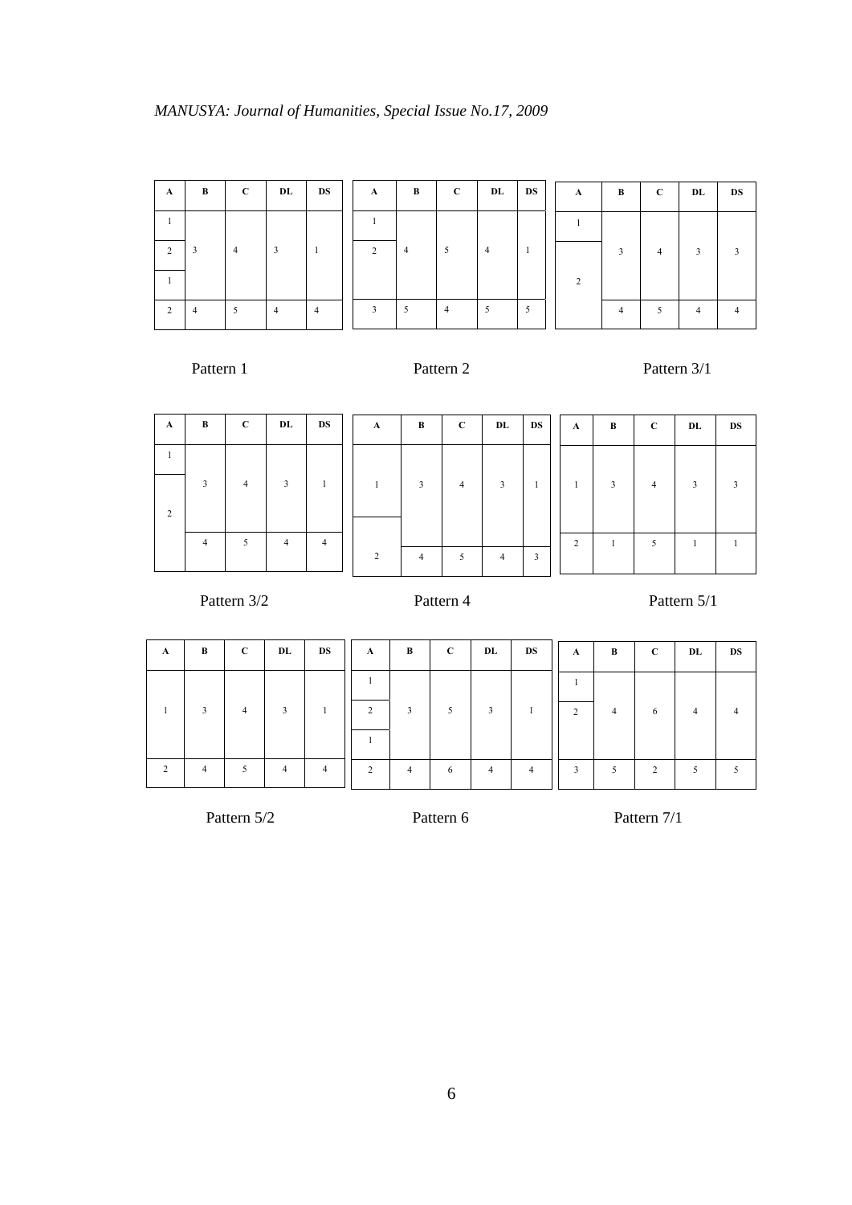| A | B | C | DL | DS |
|---|---|---|---|---|
| 1 | | | | |
| 2 | 3 | 4 | 3 | 1 |
| 1 | | | | |
| 2 | 4 | 5 | 4 | 4 |

Pattern 1

| A | B | C | DL | DS |
|---|---|---|---|---|
| 1 | | | | |
| 2 | 4 | 5 | 4 | 1 |
| | | | | |
| 3 | 5 | 4 | 5 | 5 |

Pattern 2

| A | B | C | DL | DS |
|---|---|---|---|---|
| 1 | | | | |
| | 3 | 4 | 3 | 3 |
| 2 | | | | |
| | 4 | 5 | 4 | 4 |

Pattern 3/1

| A | B | C | DL | DS |
|---|---|---|---|---|
| 1 | | | | |
| | 3 | 4 | 3 | 1 |
| 2 | | | | |
| | 4 | 5 | 4 | 4 |

Pattern 3/2

| A | B | C | DL | DS |
|---|---|---|---|---|
| 1 | 3 | 4 | 3 | 1 |
| 2 | 4 | 5 | 4 | 3 |

Pattern 4

| A | B | C | DL | DS |
|---|---|---|---|---|
| 1 | 3 | 4 | 3 | 3 |
| 2 | 1 | 5 | 1 | 1 |

Pattern 5/1

| A | B | C | DL | DS |
|---|---|---|---|---|
| 1 | 3 | 4 | 3 | 1 |
| 2 | 4 | 5 | 4 | 4 |

Pattern 5/2

| A | B | C | DL | DS |
|---|---|---|---|---|
| 1 | | | | |
| 2 | 3 | 5 | 3 | 1 |
| 1 | | | | |
| 2 | 4 | 6 | 4 | 4 |

Pattern 6

| A | B | C | DL | DS |
|---|---|---|---|---|
| 1 | | | | |
| 2 | 4 | 6 | 4 | 4 |
| | | | | |
| 3 | 5 | 2 | 5 | 5 |

Pattern 7/1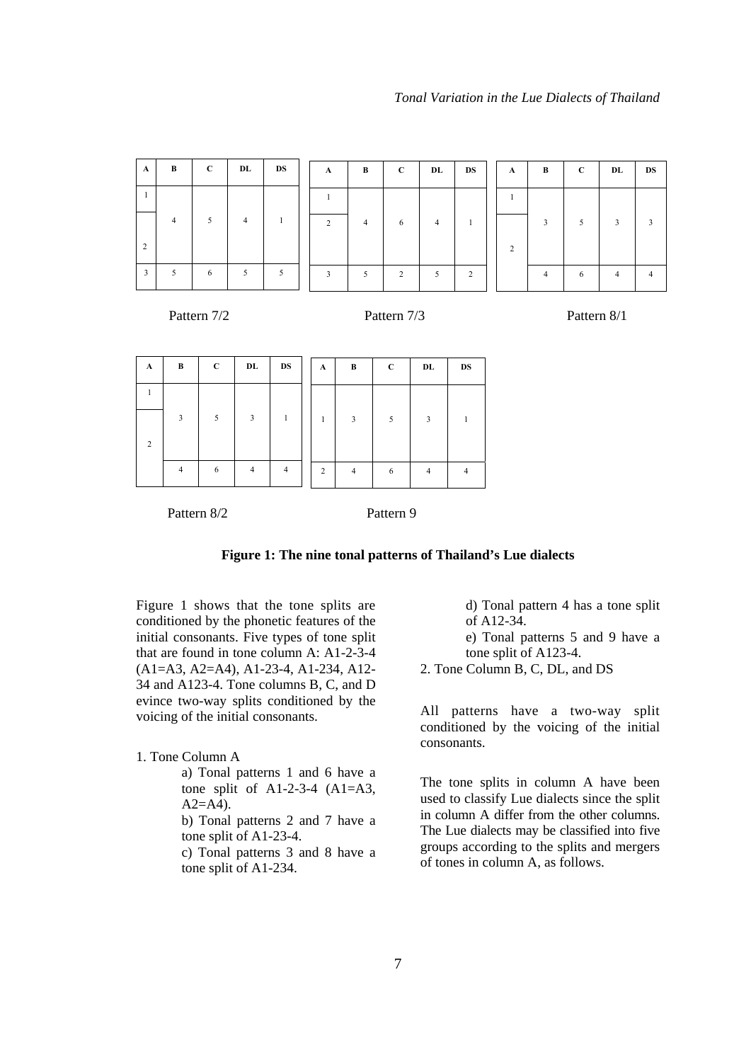| A | B | C | DL | DS |
|---|---|---|---|---|
| 1 | 4 | 5 | 4 | 1 |
| 2 | | | | |
| 3 | 5 | 6 | 5 | 5 |

Pattern 7/2

| A | B | C | DL | DS |
|---|---|---|---|---|
| 1 | 4 | 6 | 4 | 1 |
| 2 | | | | |
| 3 | 5 | 2 | 5 | 2 |

Pattern 7/3

| A | B | C | DL | DS |
|---|---|---|---|---|
| 1 | 3 | 5 | 3 | 3 |
| 2 | | | | |
| | 4 | 6 | 4 | 4 |

Pattern 8/1

| A | B | C | DL | DS |
|---|---|---|---|---|
| 1 | 3 | 5 | 3 | 1 |
| 2 | | | | |
| | 4 | 6 | 4 | 4 |

Pattern 8/2

| A | B | C | DL | DS |
|---|---|---|---|---|
| 1 | 3 | 5 | 3 | 1 |
| 2 | 4 | 6 | 4 | 4 |

Pattern 9

**Figure 1: The nine tonal patterns of Thailand's Lue dialects**

Figure 1 shows that the tone splits are conditioned by the phonetic features of the initial consonants. Five types of tone split that are found in tone column A: A1-2-3-4 (A1=A3, A2=A4), A1-23-4, A1-234, A12-34 and A123-4. Tone columns B, C, and D evince two-way splits conditioned by the voicing of the initial consonants.

1. Tone Column A
   - a) Tonal patterns 1 and 6 have a tone split of A1-2-3-4 (A1=A3, A2=A4).
   - b) Tonal patterns 2 and 7 have a tone split of A1-23-4.
   - c) Tonal patterns 3 and 8 have a tone split of A1-234.
   - d) Tonal pattern 4 has a tone split of A12-34.
   - e) Tonal patterns 5 and 9 have a tone split of A123-4.
2. Tone Column B, C, DL, and DS

All patterns have a two-way split conditioned by the voicing of the initial consonants.

The tone splits in column A have been used to classify Lue dialects since the split in column A differ from the other columns. The Lue dialects may be classified into five groups according to the splits and mergers of tones in column A, as follows.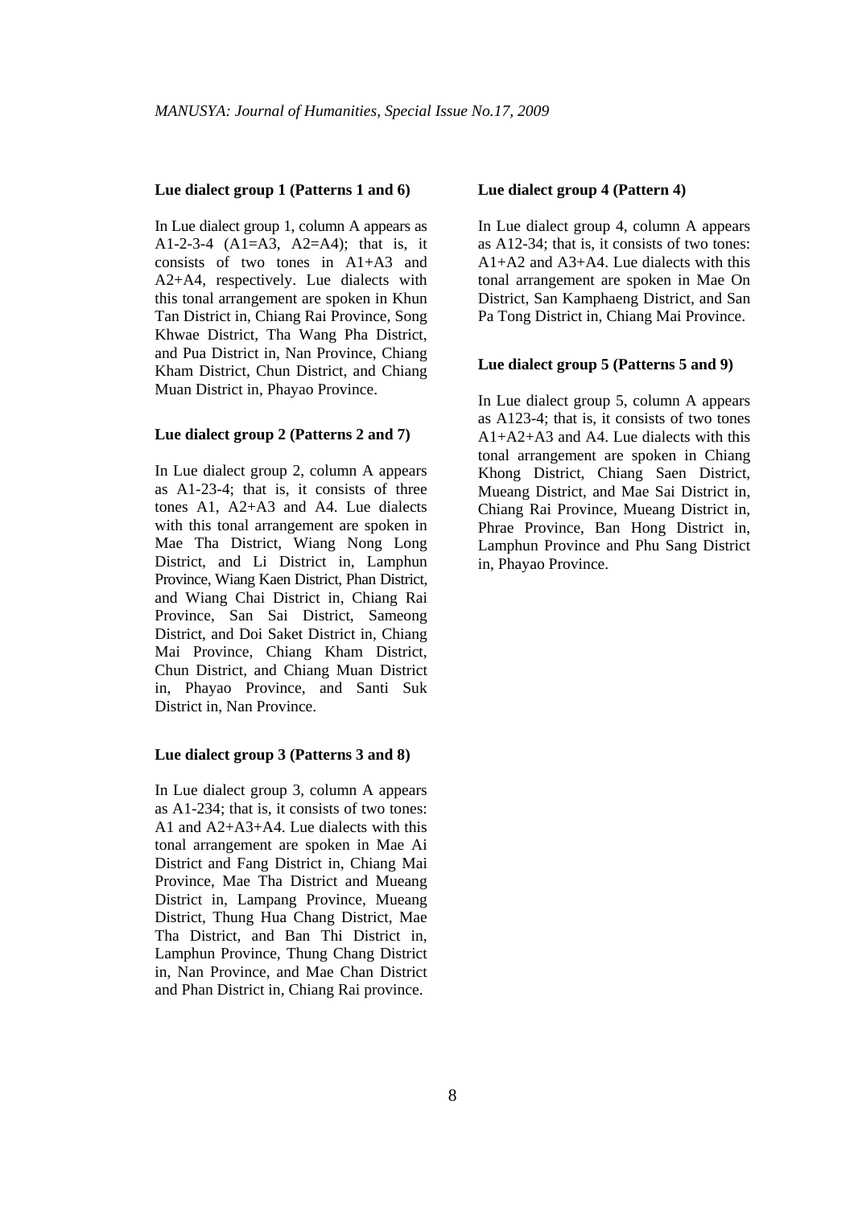**Lue dialect group 1 (Patterns 1 and 6)**

In Lue dialect group 1, column A appears as A1-2-3-4 (A1=A3, A2=A4); that is, it consists of two tones in A1+A3 and A2+A4, respectively. Lue dialects with this tonal arrangement are spoken in Khun Tan District in, Chiang Rai Province, Song Khwae District, Tha Wang Pha District, and Pua District in, Nan Province, Chiang Kham District, Chun District, and Chiang Muan District in, Phayao Province.

**Lue dialect group 2 (Patterns 2 and 7)**

In Lue dialect group 2, column A appears as A1-23-4; that is, it consists of three tones A1, A2+A3 and A4. Lue dialects with this tonal arrangement are spoken in Mae Tha District, Wiang Nong Long District, and Li District in, Lamphun Province, Wiang Kaen District, Phan District, and Wiang Chai District in, Chiang Rai Province, San Sai District, Sameong District, and Doi Saket District in, Chiang Mai Province, Chiang Kham District, Chun District, and Chiang Muan District in, Phayao Province, and Santi Suk District in, Nan Province.

**Lue dialect group 3 (Patterns 3 and 8)**

In Lue dialect group 3, column A appears as A1-234; that is, it consists of two tones: A1 and A2+A3+A4. Lue dialects with this tonal arrangement are spoken in Mae Ai District and Fang District in, Chiang Mai Province, Mae Tha District and Mueang District in, Lampang Province, Mueang District, Thung Hua Chang District, Mae Tha District, and Ban Thi District in, Lamphun Province, Thung Chang District in, Nan Province, and Mae Chan District and Phan District in, Chiang Rai province.

**Lue dialect group 4 (Pattern 4)**

In Lue dialect group 4, column A appears as A12-34; that is, it consists of two tones: A1+A2 and A3+A4. Lue dialects with this tonal arrangement are spoken in Mae On District, San Kamphaeng District, and San Pa Tong District in, Chiang Mai Province.

**Lue dialect group 5 (Patterns 5 and 9)**

In Lue dialect group 5, column A appears as A123-4; that is, it consists of two tones A1+A2+A3 and A4. Lue dialects with this tonal arrangement are spoken in Chiang Khong District, Chiang Saen District, Mueang District, and Mae Sai District in, Chiang Rai Province, Mueang District in, Phrae Province, Ban Hong District in, Lamphun Province and Phu Sang District in, Phayao Province.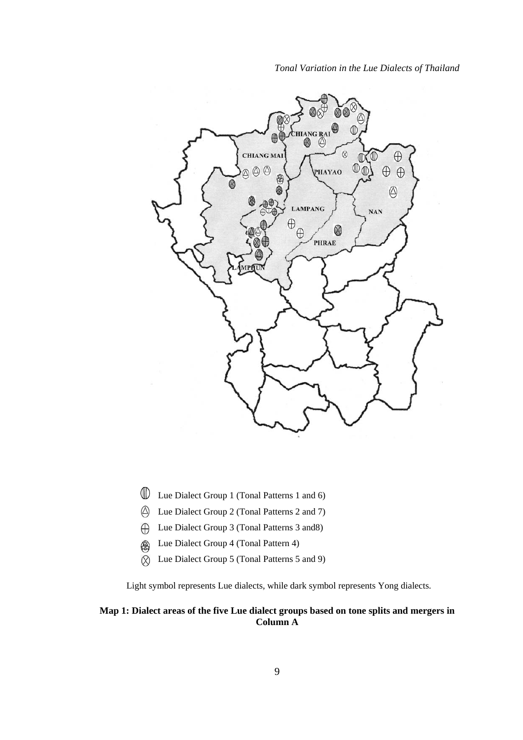CHIANG RAI

CHIANG MAI

PHAYAO

LAMPANG

NAN

PHRAE

LAMPHUN

- Lue Dialect Group 1 (Tonal Patterns 1 and 6)
- Lue Dialect Group 2 (Tonal Patterns 2 and 7)
- Lue Dialect Group 3 (Tonal Patterns 3 and8)
- Lue Dialect Group 4 (Tonal Pattern 4)
- Lue Dialect Group 5 (Tonal Patterns 5 and 9)

Light symbol represents Lue dialects, while dark symbol represents Yong dialects.

**Map 1: Dialect areas of the five Lue dialect groups based on tone splits and mergers in Column A**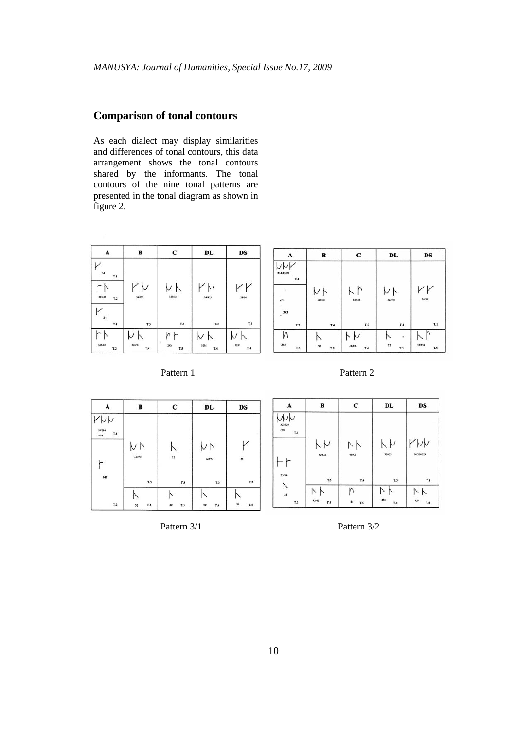## Comparison of tonal contours

As each dialect may display similarities and differences of tonal contours, this data arrangement shows the tonal contours shared by the informants. The tonal contours of the nine tonal patterns are presented in the tonal diagram as shown in figure 2.

Pattern 1

Pattern 2

Pattern 3/1

Pattern 3/2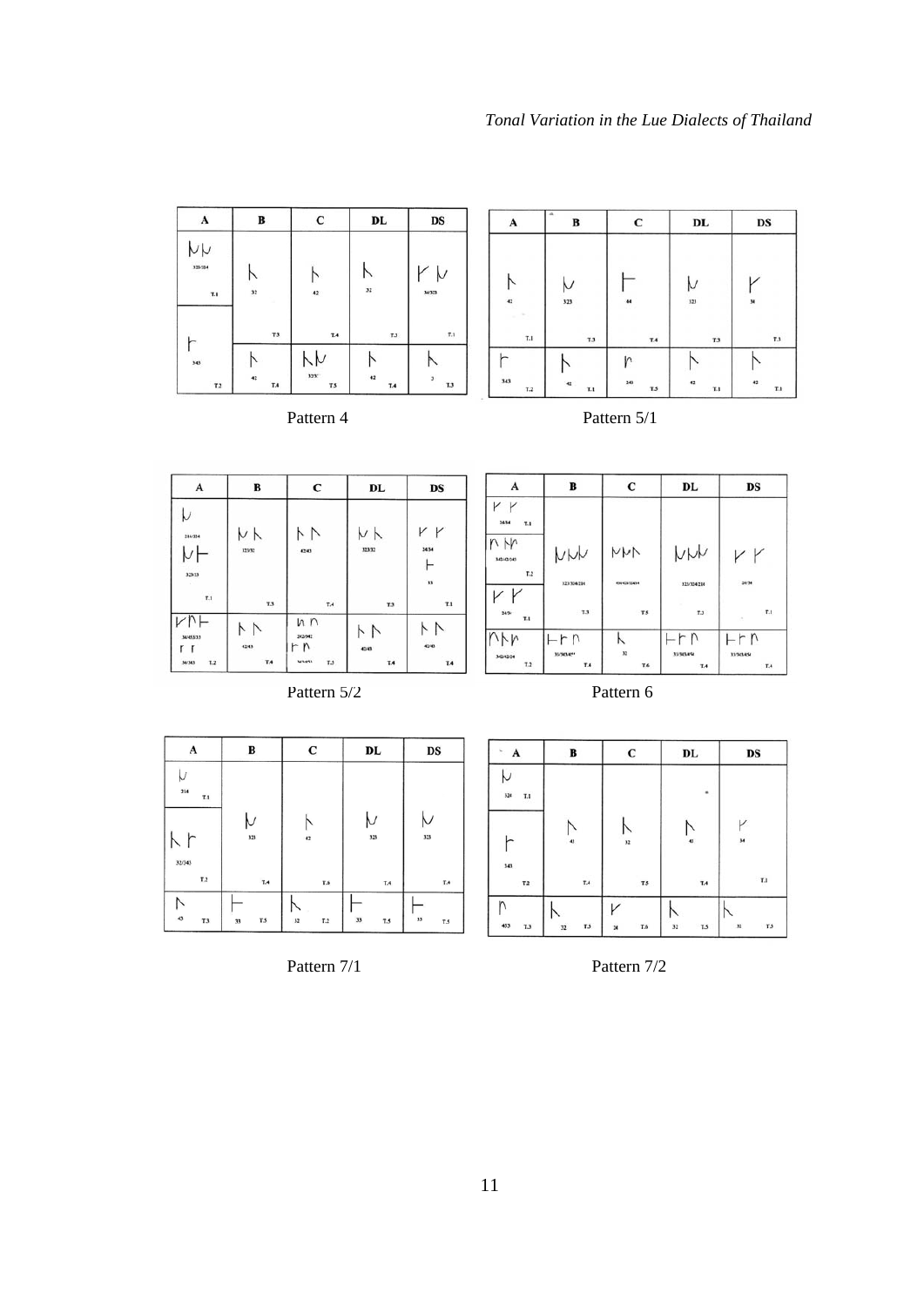| A | B | C | DL | DS |
|---|---|---|---|---|
| 323/324 T.1 | 32 | 42 | 32 | 34/323 |
| | T.3 | T.4 | T.3 | T.1 |
| 343 T.2 | 42 T.4 | 323/? T.5 | 42 T.4 | 3 T.3 |

Pattern 4

| A | B | C | DL | DS |
|---|---|---|---|---|
| 42 T.1 | 323 T.3 | 44 T.4 | 323 T.3 | 34 T.3 |
| 343 T.2 | 42 T.1 | 340 T.5 | 42 T.1 | 42 T.1 |

Pattern 5/1

| A | B | C | DL | DS |
|---|---|---|---|---|
| 214/324 323/33 T.1 | 323/32 T.3 | 42/43 T.4 | 323/32 T.3 | 34/34 33 T.1 |
| 34/453/33 34/343 T.2 | 42/43 T.4 | 242/342 T.5 | 42/43 T.4 | 42/43 T.4 |

Pattern 5/2

| A | B | C | DL | DS |
|---|---|---|---|---|
| 34/34 T.1 | 323/324/214 T.3 | T.5 | 323/324/214 T.3 | 24/34 T.1 |
| 343/453/343 T.2 | | | | |
| 24/34 T.1 | | | | |
| 342/42/24 T.2 | 33/343/454 T.4 | 32 T.6 | 33/343/454 T.4 | 33/343/454 T.4 |

Pattern 6

| A | B | C | DL | DS |
|---|---|---|---|---|
| 214 T.1 | 323 T.4 | 42 T.6 | 323 T.4 | 323 T.4 |
| 32/343 T.2 | | | | |
| 43 T.3 | 33 T.5 | 32 T.2 | 33 T.5 | 33 T.5 |

Pattern 7/1

| A | B | C | DL | DS |
|---|---|---|---|---|
| 324 T.1 | 41 T.4 | 32 T.5 | 41 T.4 | 34 T.1 |
| 343 T.2 | | | | |
| 453 T.3 | 32 T.3 | 24 T.6 | 31 T.5 | 31 T.3 |

Pattern 7/2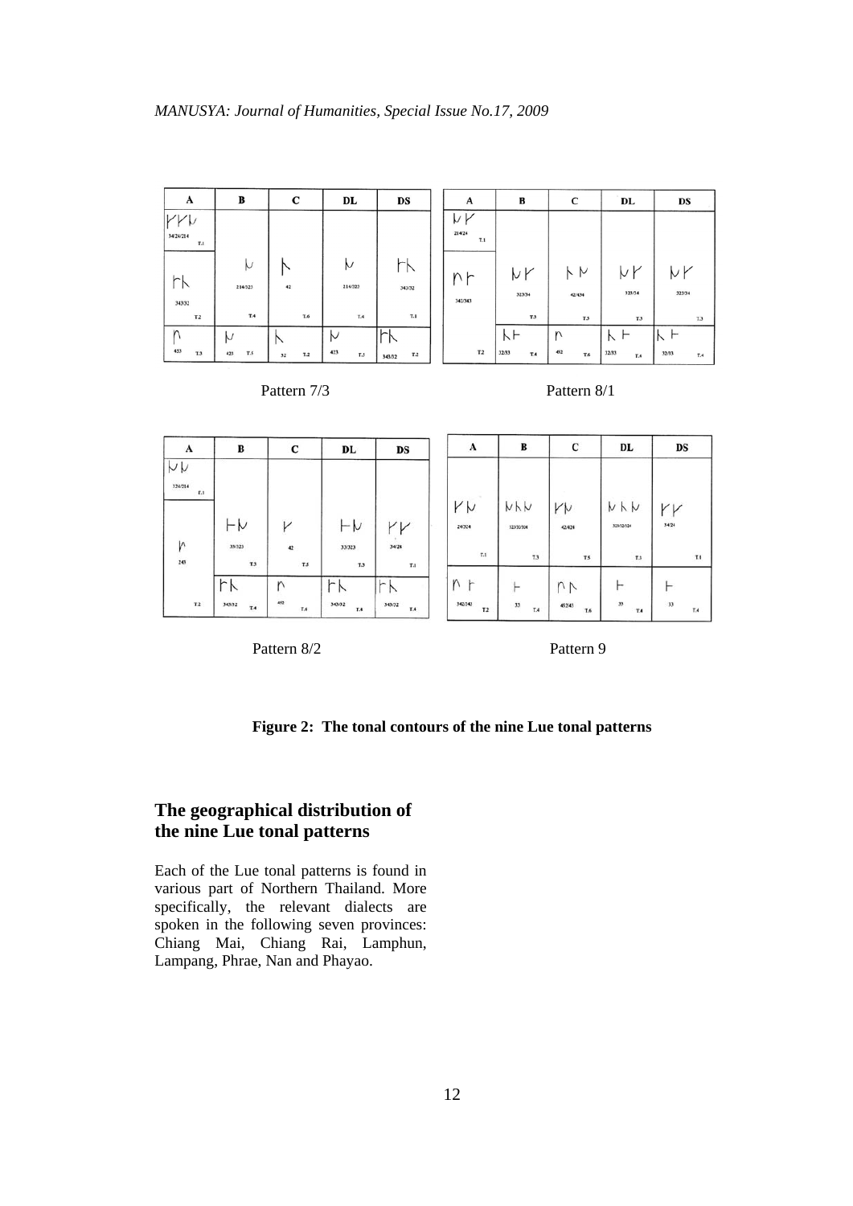| A | B | C | DL | DS |
|---|---|---|---|---|
| 34/24/214 T.1 | | | | |
| 343/32 T.2 | 214/323 T.4 | 42 T.6 | 214/323 T.4 | 343/32 T.1 |
| 453 T.3 | 423 T.5 | 32 T.2 | 423 T.5 | 343/32 T.2 |

Pattern 7/3

| A | B | C | DL | DS |
|---|---|---|---|---|
| 214/24 T.1 | | | | |
| 341/343 | 323/34 T.3 | 42/434 T.5 | 323/34 T.3 | 323/34 T.3 |
| T.2 | 32/33 T.4 | 452 T.6 | 32/33 T.4 | 32/33 T.4 |

Pattern 8/1

| A | B | C | DL | DS |
|---|---|---|---|---|
| 324/214 T.1 | | | | |
| 243 | 33/323 T.3 | 42 T.5 | 33/323 T.3 | 34/24 T.1 |
| T.2 | 343/32 T.4 | 452 T.6 | 343/32 T.4 | 343/32 T.4 |

Pattern 8/2

| A | B | C | DL | DS |
|---|---|---|---|---|
| 24/324 T.1 | 323/32/334 T.3 | 42/424 T.5 | 323/32/324 T.3 | 34/24 T.1 |
| 342/243 T.2 | 33 T.4 | 452/43 T.6 | 33 T.4 | 33 T.4 |

Pattern 9

**Figure 2: The tonal contours of the nine Lue tonal patterns**

## The geographical distribution of the nine Lue tonal patterns

Each of the Lue tonal patterns is found in various part of Northern Thailand. More specifically, the relevant dialects are spoken in the following seven provinces: Chiang Mai, Chiang Rai, Lamphun, Lampang, Phrae, Nan and Phayao.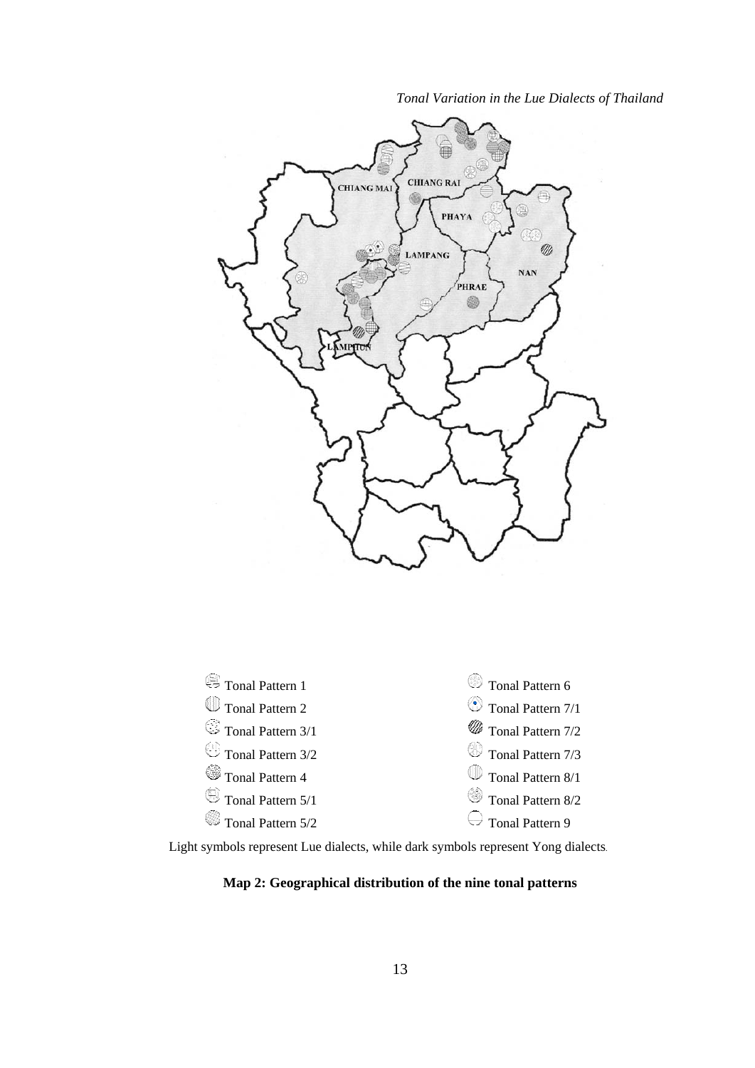CHIANG MAI

CHIANG RAI

PHAYA

LAMPANG

NAN

PHRAE

LAMPHUN

| | |
|---|---|
| Tonal Pattern 1 | Tonal Pattern 6 |
| Tonal Pattern 2 | Tonal Pattern 7/1 |
| Tonal Pattern 3/1 | Tonal Pattern 7/2 |
| Tonal Pattern 3/2 | Tonal Pattern 7/3 |
| Tonal Pattern 4 | Tonal Pattern 8/1 |
| Tonal Pattern 5/1 | Tonal Pattern 8/2 |
| Tonal Pattern 5/2 | Tonal Pattern 9 |

Light symbols represent Lue dialects, while dark symbols represent Yong dialects.

**Map 2: Geographical distribution of the nine tonal patterns**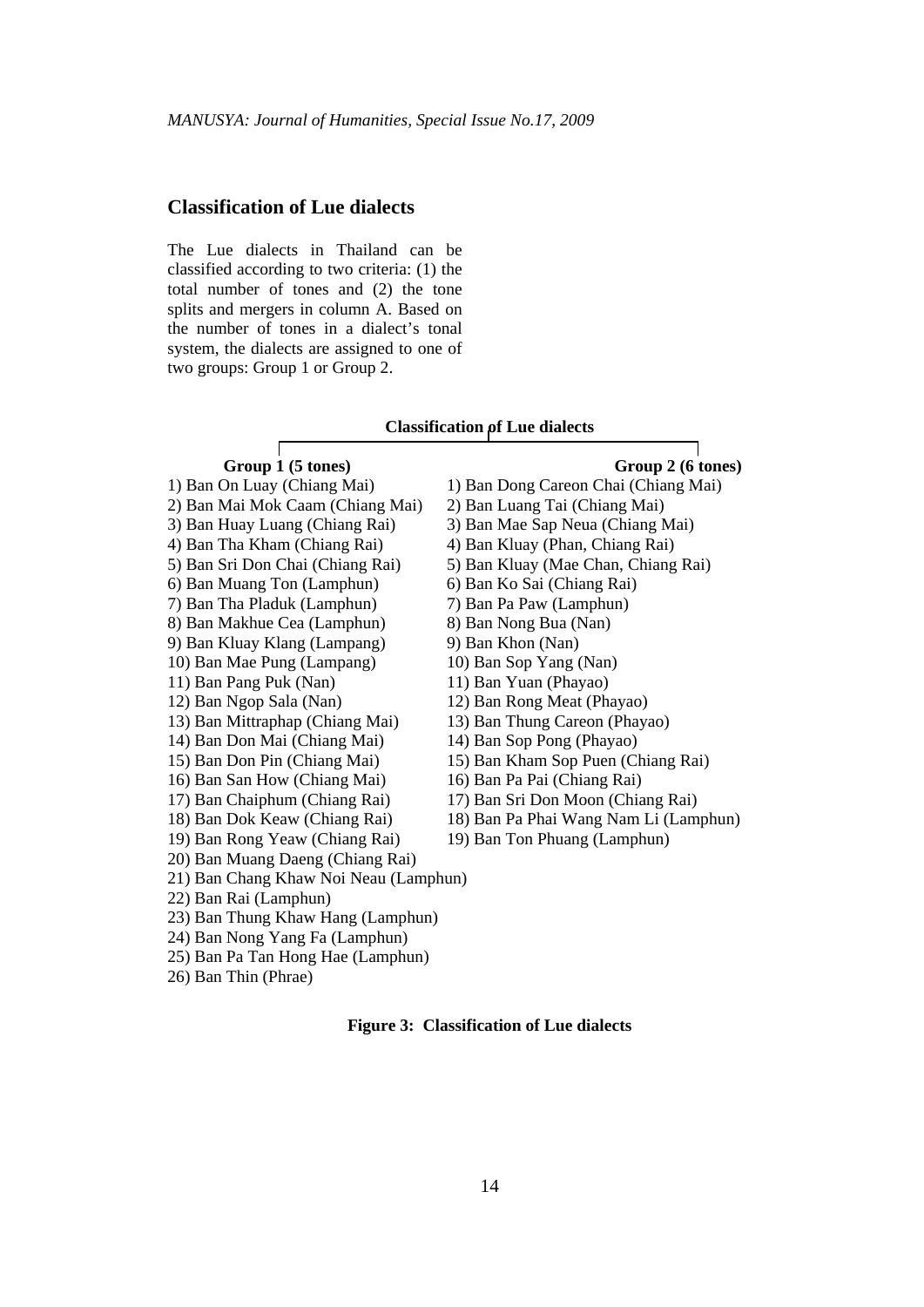## Classification of Lue dialects

The Lue dialects in Thailand can be classified according to two criteria: (1) the total number of tones and (2) the tone splits and mergers in column A. Based on the number of tones in a dialect's tonal system, the dialects are assigned to one of two groups: Group 1 or Group 2.

**Classification of Lue dialects**

| Group 1 (5 tones) | Group 2 (6 tones) |
|---|---|
| 1) Ban On Luay (Chiang Mai) | 1) Ban Dong Careon Chai (Chiang Mai) |
| 2) Ban Mai Mok Caam (Chiang Mai) | 2) Ban Luang Tai (Chiang Mai) |
| 3) Ban Huay Luang (Chiang Rai) | 3) Ban Mae Sap Neua (Chiang Mai) |
| 4) Ban Tha Kham (Chiang Rai) | 4) Ban Kluay (Phan, Chiang Rai) |
| 5) Ban Sri Don Chai (Chiang Rai) | 5) Ban Kluay (Mae Chan, Chiang Rai) |
| 6) Ban Muang Ton (Lamphun) | 6) Ban Ko Sai (Chiang Rai) |
| 7) Ban Tha Pladuk (Lamphun) | 7) Ban Pa Paw (Lamphun) |
| 8) Ban Makhue Cea (Lamphun) | 8) Ban Nong Bua (Nan) |
| 9) Ban Kluay Klang (Lampang) | 9) Ban Khon (Nan) |
| 10) Ban Mae Pung (Lampang) | 10) Ban Sop Yang (Nan) |
| 11) Ban Pang Puk (Nan) | 11) Ban Yuan (Phayao) |
| 12) Ban Ngop Sala (Nan) | 12) Ban Rong Meat (Phayao) |
| 13) Ban Mittraphap (Chiang Mai) | 13) Ban Thung Careon (Phayao) |
| 14) Ban Don Mai (Chiang Mai) | 14) Ban Sop Pong (Phayao) |
| 15) Ban Don Pin (Chiang Mai) | 15) Ban Kham Sop Puen (Chiang Rai) |
| 16) Ban San How (Chiang Mai) | 16) Ban Pa Pai (Chiang Rai) |
| 17) Ban Chaiphum (Chiang Rai) | 17) Ban Sri Don Moon (Chiang Rai) |
| 18) Ban Dok Keaw (Chiang Rai) | 18) Ban Pa Phai Wang Nam Li (Lamphun) |
| 19) Ban Rong Yeaw (Chiang Rai) | 19) Ban Ton Phuang (Lamphun) |
| 20) Ban Muang Daeng (Chiang Rai) | |
| 21) Ban Chang Khaw Noi Neau (Lamphun) | |
| 22) Ban Rai (Lamphun) | |
| 23) Ban Thung Khaw Hang (Lamphun) | |
| 24) Ban Nong Yang Fa (Lamphun) | |
| 25) Ban Pa Tan Hong Hae (Lamphun) | |
| 26) Ban Thin (Phrae) | |

**Figure 3: Classification of Lue dialects**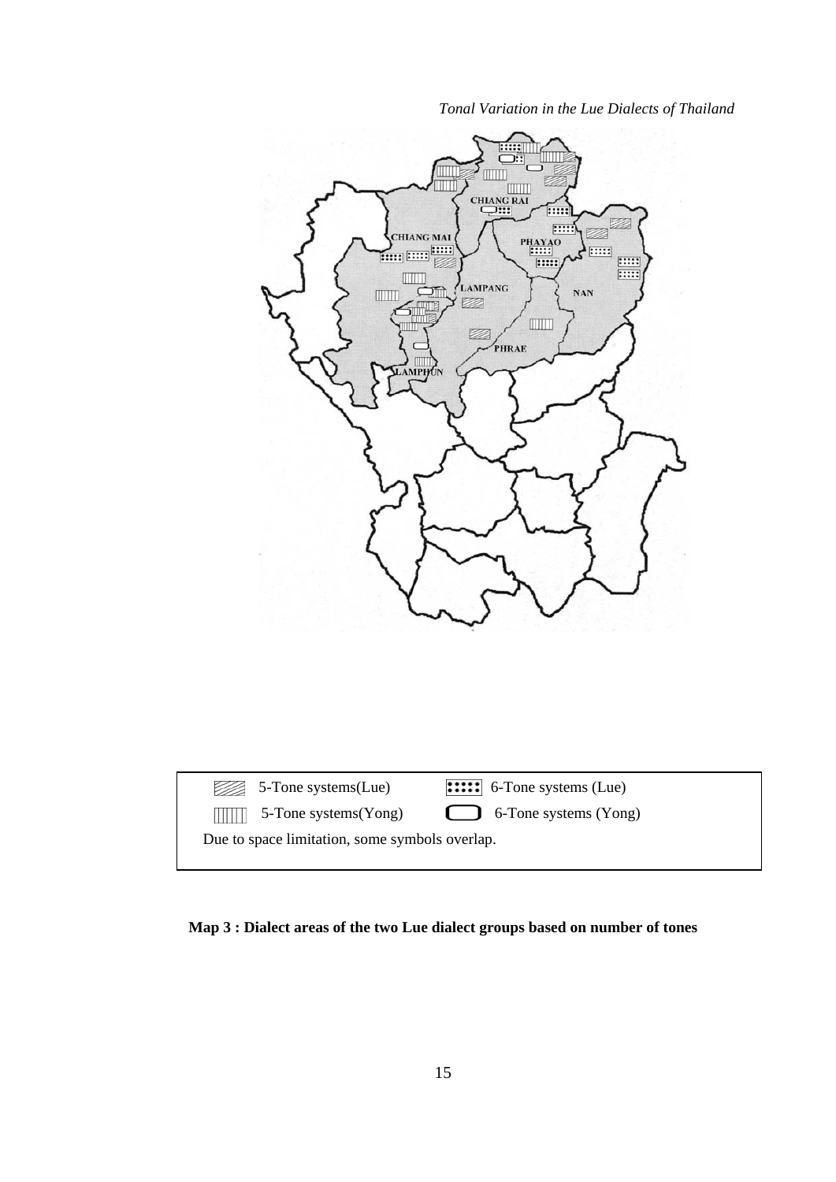CHIANG RAI

CHIANG MAI

PHAYAO

LAMPANG

NAN

PHRAE

LAMPHUN

5-Tone systems(Lue) 6-Tone systems (Lue)

5-Tone systems(Yong) 6-Tone systems (Yong)

Due to space limitation, some symbols overlap.

**Map 3 : Dialect areas of the two Lue dialect groups based on number of tones**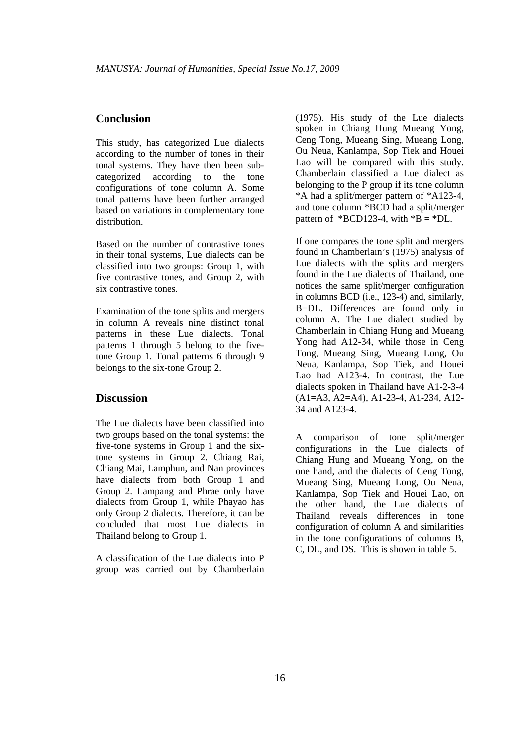## Conclusion

This study, has categorized Lue dialects according to the number of tones in their tonal systems. They have then been sub-categorized according to the tone configurations of tone column A. Some tonal patterns have been further arranged based on variations in complementary tone distribution.

Based on the number of contrastive tones in their tonal systems, Lue dialects can be classified into two groups: Group 1, with five contrastive tones, and Group 2, with six contrastive tones.

Examination of the tone splits and mergers in column A reveals nine distinct tonal patterns in these Lue dialects. Tonal patterns 1 through 5 belong to the five-tone Group 1. Tonal patterns 6 through 9 belongs to the six-tone Group 2.

## Discussion

The Lue dialects have been classified into two groups based on the tonal systems: the five-tone systems in Group 1 and the six-tone systems in Group 2. Chiang Rai, Chiang Mai, Lamphun, and Nan provinces have dialects from both Group 1 and Group 2. Lampang and Phrae only have dialects from Group 1, while Phayao has only Group 2 dialects. Therefore, it can be concluded that most Lue dialects in Thailand belong to Group 1.

A classification of the Lue dialects into P group was carried out by Chamberlain (1975). His study of the Lue dialects spoken in Chiang Hung Mueang Yong, Ceng Tong, Mueang Sing, Mueang Long, Ou Neua, Kanlampa, Sop Tiek and Houei Lao will be compared with this study. Chamberlain classified a Lue dialect as belonging to the P group if its tone column *A had a split/merger pattern of *A123-4, and tone column *BCD had a split/merger pattern of *BCD123-4, with *B = *DL.

If one compares the tone split and mergers found in Chamberlain's (1975) analysis of Lue dialects with the splits and mergers found in the Lue dialects of Thailand, one notices the same split/merger configuration in columns BCD (i.e., 123-4) and, similarly, B=DL. Differences are found only in column A. The Lue dialect studied by Chamberlain in Chiang Hung and Mueang Yong had A12-34, while those in Ceng Tong, Mueang Sing, Mueang Long, Ou Neua, Kanlampa, Sop Tiek, and Houei Lao had A123-4. In contrast, the Lue dialects spoken in Thailand have A1-2-3-4 (A1=A3, A2=A4), A1-23-4, A1-234, A12-34 and A123-4.

A comparison of tone split/merger configurations in the Lue dialects of Chiang Hung and Mueang Yong, on the one hand, and the dialects of Ceng Tong, Mueang Sing, Mueang Long, Ou Neua, Kanlampa, Sop Tiek and Houei Lao, on the other hand, the Lue dialects of Thailand reveals differences in tone configuration of column A and similarities in the tone configurations of columns B, C, DL, and DS. This is shown in table 5.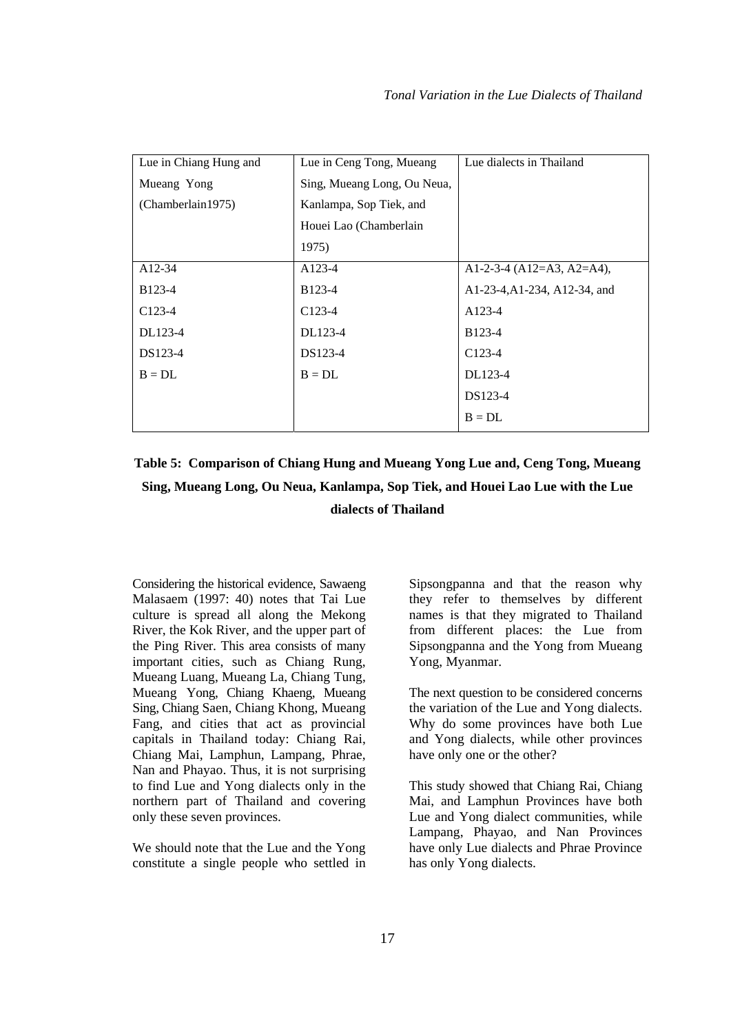| Lue in Chiang Hung and Mueang Yong (Chamberlain1975) | Lue in Ceng Tong, Mueang Sing, Mueang Long, Ou Neua, Kanlampa, Sop Tiek, and Houei Lao (Chamberlain 1975) | Lue dialects in Thailand |
|---|---|---|
| A12-34 | A123-4 | A1-2-3-4 (A12=A3, A2=A4), |
| B123-4 | B123-4 | A1-23-4,A1-234, A12-34, and |
| C123-4 | C123-4 | A123-4 |
| DL123-4 | DL123-4 | B123-4 |
| DS123-4 | DS123-4 | C123-4 |
| B = DL | B = DL | DL123-4 |
| | | DS123-4 |
| | | B = DL |

**Table 5: Comparison of Chiang Hung and Mueang Yong Lue and, Ceng Tong, Mueang Sing, Mueang Long, Ou Neua, Kanlampa, Sop Tiek, and Houei Lao Lue with the Lue dialects of Thailand**

Considering the historical evidence, Sawaeng Malasaem (1997: 40) notes that Tai Lue culture is spread all along the Mekong River, the Kok River, and the upper part of the Ping River. This area consists of many important cities, such as Chiang Rung, Mueang Luang, Mueang La, Chiang Tung, Mueang Yong, Chiang Khaeng, Mueang Sing, Chiang Saen, Chiang Khong, Mueang Fang, and cities that act as provincial capitals in Thailand today: Chiang Rai, Chiang Mai, Lamphun, Lampang, Phrae, Nan and Phayao. Thus, it is not surprising to find Lue and Yong dialects only in the northern part of Thailand and covering only these seven provinces.

We should note that the Lue and the Yong constitute a single people who settled in Sipsongpanna and that the reason why they refer to themselves by different names is that they migrated to Thailand from different places: the Lue from Sipsongpanna and the Yong from Mueang Yong, Myanmar.

The next question to be considered concerns the variation of the Lue and Yong dialects. Why do some provinces have both Lue and Yong dialects, while other provinces have only one or the other?

This study showed that Chiang Rai, Chiang Mai, and Lamphun Provinces have both Lue and Yong dialect communities, while Lampang, Phayao, and Nan Provinces have only Lue dialects and Phrae Province has only Yong dialects.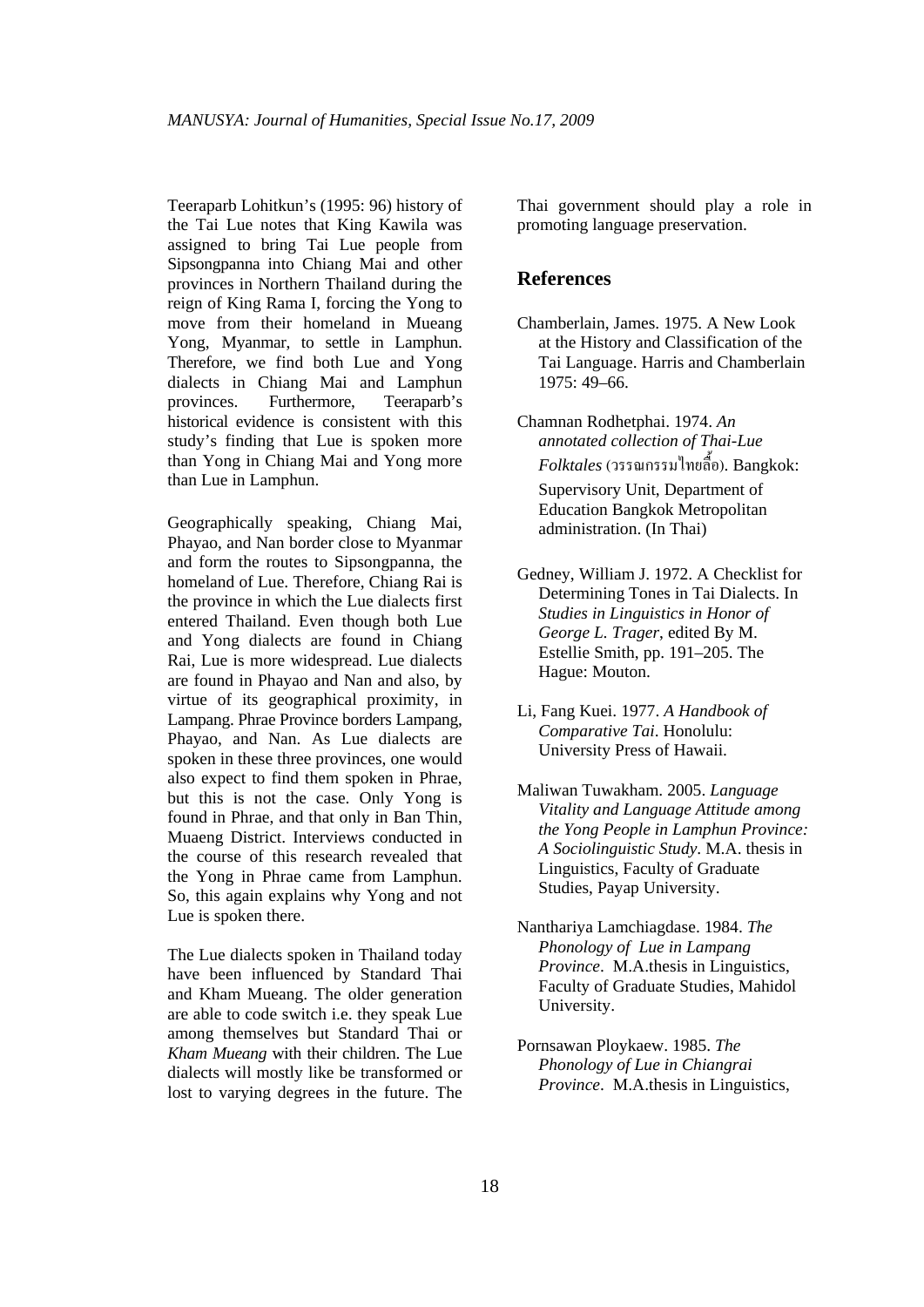Teeraparb Lohitkun's (1995: 96) history of the Tai Lue notes that King Kawila was assigned to bring Tai Lue people from Sipsongpanna into Chiang Mai and other provinces in Northern Thailand during the reign of King Rama I, forcing the Yong to move from their homeland in Mueang Yong, Myanmar, to settle in Lamphun. Therefore, we find both Lue and Yong dialects in Chiang Mai and Lamphun provinces. Furthermore, Teeraparb's historical evidence is consistent with this study's finding that Lue is spoken more than Yong in Chiang Mai and Yong more than Lue in Lamphun.

Geographically speaking, Chiang Mai, Phayao, and Nan border close to Myanmar and form the routes to Sipsongpanna, the homeland of Lue. Therefore, Chiang Rai is the province in which the Lue dialects first entered Thailand. Even though both Lue and Yong dialects are found in Chiang Rai, Lue is more widespread. Lue dialects are found in Phayao and Nan and also, by virtue of its geographical proximity, in Lampang. Phrae Province borders Lampang, Phayao, and Nan. As Lue dialects are spoken in these three provinces, one would also expect to find them spoken in Phrae, but this is not the case. Only Yong is found in Phrae, and that only in Ban Thin, Muaeng District. Interviews conducted in the course of this research revealed that the Yong in Phrae came from Lamphun. So, this again explains why Yong and not Lue is spoken there.

The Lue dialects spoken in Thailand today have been influenced by Standard Thai and Kham Mueang. The older generation are able to code switch i.e. they speak Lue among themselves but Standard Thai or *Kham Mueang* with their children. The Lue dialects will mostly like be transformed or lost to varying degrees in the future. The Thai government should play a role in promoting language preservation.

## References

Chamberlain, James. 1975. A New Look at the History and Classification of the Tai Language. Harris and Chamberlain 1975: 49–66.

Chamnan Rodhetphai. 1974. *An annotated collection of Thai-Lue Folktales* (วรรณกรรมไทยลื้อ). Bangkok: Supervisory Unit, Department of Education Bangkok Metropolitan administration. (In Thai)

Gedney, William J. 1972. A Checklist for Determining Tones in Tai Dialects. In *Studies in Linguistics in Honor of George L. Trager*, edited By M. Estellie Smith, pp. 191–205. The Hague: Mouton.

Li, Fang Kuei. 1977. *A Handbook of Comparative Tai*. Honolulu: University Press of Hawaii.

Maliwan Tuwakham. 2005. *Language Vitality and Language Attitude among the Yong People in Lamphun Province: A Sociolinguistic Study*. M.A. thesis in Linguistics, Faculty of Graduate Studies, Payap University.

Nanthariya Lamchiagdase. 1984. *The Phonology of Lue in Lampang Province*. M.A.thesis in Linguistics, Faculty of Graduate Studies, Mahidol University.

Pornsawan Ploykaew. 1985. *The Phonology of Lue in Chiangrai Province*. M.A.thesis in Linguistics,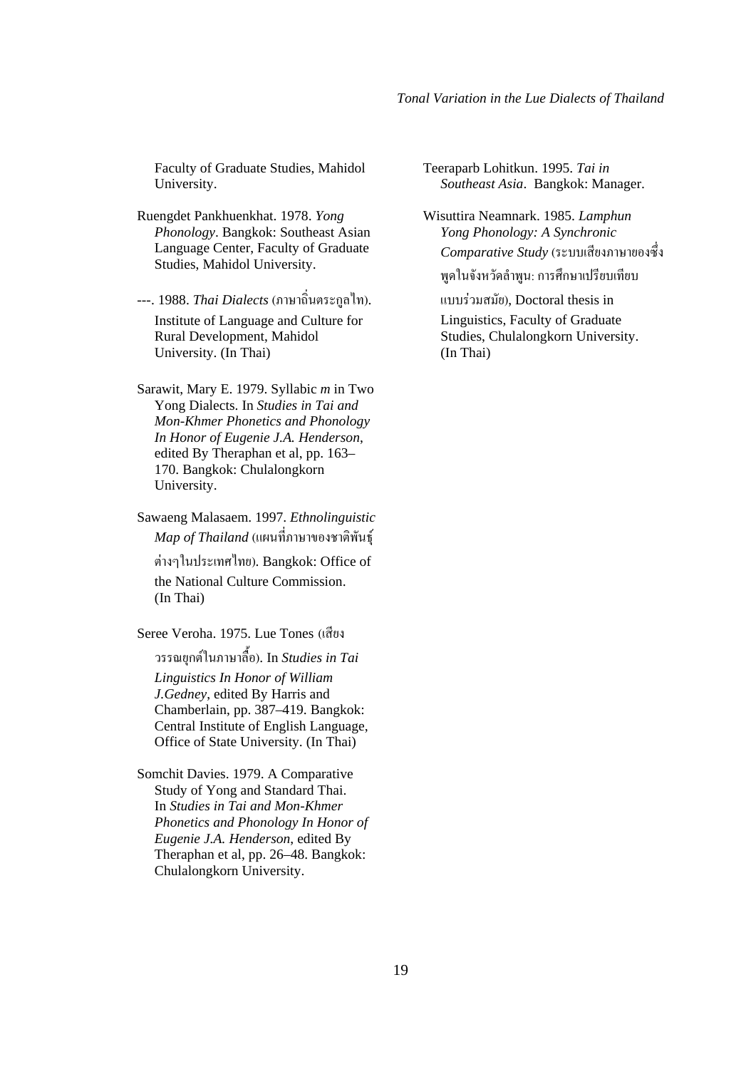Faculty of Graduate Studies, Mahidol University.

Ruengdet Pankhuenkhat. 1978. *Yong Phonology*. Bangkok: Southeast Asian Language Center, Faculty of Graduate Studies, Mahidol University.

---. 1988. *Thai Dialects* (ภาษาถิ่นตระกูลไท). Institute of Language and Culture for Rural Development, Mahidol University. (In Thai)

Sarawit, Mary E. 1979. Syllabic *m* in Two Yong Dialects. In *Studies in Tai and Mon-Khmer Phonetics and Phonology In Honor of Eugenie J.A. Henderson*, edited By Theraphan et al, pp. 163–170. Bangkok: Chulalongkorn University.

Sawaeng Malasaem. 1997. *Ethnolinguistic Map of Thailand* (แผนที่ภาษาของชาติพันธุ์ต่างๆในประเทศไทย). Bangkok: Office of the National Culture Commission. (In Thai)

Seree Veroha. 1975. Lue Tones (เสียงวรรณยุกต์ในภาษาลื้อ). In *Studies in Tai Linguistics In Honor of William J.Gedney*, edited By Harris and Chamberlain, pp. 387–419. Bangkok: Central Institute of English Language, Office of State University. (In Thai)

Somchit Davies. 1979. A Comparative Study of Yong and Standard Thai. In *Studies in Tai and Mon-Khmer Phonetics and Phonology In Honor of Eugenie J.A. Henderson*, edited By Theraphan et al, pp. 26–48. Bangkok: Chulalongkorn University.

Teeraparb Lohitkun. 1995. *Tai in Southeast Asia*. Bangkok: Manager.

Wisuttira Neamnark. 1985. *Lamphun Yong Phonology: A Synchronic Comparative Study* (ระบบเสียงภาษายองซึ่งพูดในจังหวัดลำพูน: การศึกษาเปรียบเทียบแบบร่วมสมัย), Doctoral thesis in Linguistics, Faculty of Graduate Studies, Chulalongkorn University. (In Thai)